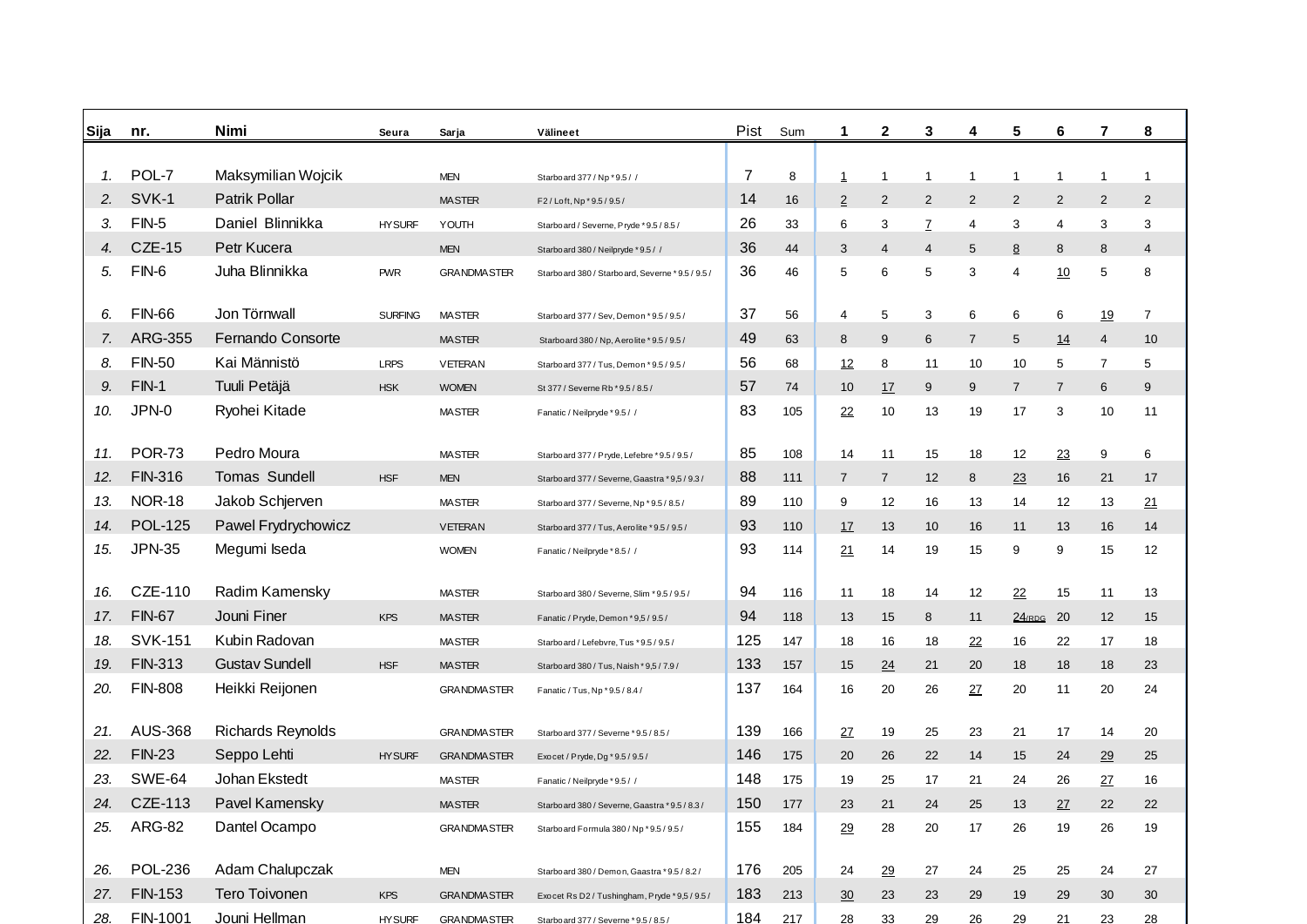| Sija | nr. | Nimi | Seura | Sarja | Välineet | Pist | Sum | 1 | 2 | 3 | 4 | 5 | 6 | 7 | 8 |
|---|---|---|---|---|---|---|---|---|---|---|---|---|---|---|---|
| 1. | POL-7 | Maksymilian Wojcik | | MEN | Starboard 377 / Np * 9.5 / / | 7 | 8 | 1 | 1 | 1 | 1 | 1 | 1 | 1 | 1 |
| 2. | SVK-1 | Patrik Pollar | | MASTER | F2 / Loft, Np * 9.5 / 9.5 / | 14 | 16 | 2 | 2 | 2 | 2 | 2 | 2 | 2 | 2 |
| 3. | FIN-5 | Daniel Blinnikka | HYSURF | YOUTH | Starboard / Severne, Pryde * 9.5 / 8.5 / | 26 | 33 | 6 | 3 | 7 | 4 | 3 | 4 | 3 | 3 |
| 4. | CZE-15 | Petr Kucera | | MEN | Starboard 380 / Neilpryde * 9.5 / / | 36 | 44 | 3 | 4 | 4 | 5 | 8 | 8 | 8 | 4 |
| 5. | FIN-6 | Juha Blinnikka | PWR | GRANDMASTER | Starboard 380 / Starboard, Severne * 9.5 / 9.5 / | 36 | 46 | 5 | 6 | 5 | 3 | 4 | 10 | 5 | 8 |
| 6. | FIN-66 | Jon Törnwall | SURFING | MASTER | Starboard 377 / Sev, Demon * 9.5 / 9.5 / | 37 | 56 | 4 | 5 | 3 | 6 | 6 | 6 | 19 | 7 |
| 7. | ARG-355 | Fernando Consorte | | MASTER | Starboard 380 / Np, Aerolite * 9.5 / 9.5 / | 49 | 63 | 8 | 9 | 6 | 7 | 5 | 14 | 4 | 10 |
| 8. | FIN-50 | Kai Männistö | LRPS | VETERAN | Starboard 377 / Tus, Demon * 9.5 / 9.5 / | 56 | 68 | 12 | 8 | 11 | 10 | 10 | 5 | 7 | 5 |
| 9. | FIN-1 | Tuuli Petäjä | HSK | WOMEN | St 377 / Severne Rb * 9.5 / 8.5 / | 57 | 74 | 10 | 17 | 9 | 9 | 7 | 7 | 6 | 9 |
| 10. | JPN-0 | Ryohei Kitade | | MASTER | Fanatic / Neilpryde * 9.5 / / | 83 | 105 | 22 | 10 | 13 | 19 | 17 | 3 | 10 | 11 |
| 11. | POR-73 | Pedro Moura | | MASTER | Starboard 377 / Pryde, Lefebre * 9.5 / 9.5 / | 85 | 108 | 14 | 11 | 15 | 18 | 12 | 23 | 9 | 6 |
| 12. | FIN-316 | Tomas Sundell | HSF | MEN | Starboard 377 / Severne, Gaastra * 9,5 / 9.3 / | 88 | 111 | 7 | 7 | 12 | 8 | 23 | 16 | 21 | 17 |
| 13. | NOR-18 | Jakob Schjerven | | MASTER | Starboard 377 / Severne, Np * 9.5 / 8.5 / | 89 | 110 | 9 | 12 | 16 | 13 | 14 | 12 | 13 | 21 |
| 14. | POL-125 | Pawel Frydrychowicz | | VETERAN | Starboard 377 / Tus, Aerolite * 9.5 / 9.5 / | 93 | 110 | 17 | 13 | 10 | 16 | 11 | 13 | 16 | 14 |
| 15. | JPN-35 | Megumi Iseda | | WOMEN | Fanatic / Neilpryde * 8.5 / / | 93 | 114 | 21 | 14 | 19 | 15 | 9 | 9 | 15 | 12 |
| 16. | CZE-110 | Radim Kamensky | | MASTER | Starboard 380 / Severne, Slim * 9.5 / 9.5 / | 94 | 116 | 11 | 18 | 14 | 12 | 22 | 15 | 11 | 13 |
| 17. | FIN-67 | Jouni Finer | KPS | MASTER | Fanatic / Pryde, Demon * 9,5 / 9.5 / | 94 | 118 | 13 | 15 | 8 | 11 | 24/RDG | 20 | 12 | 15 |
| 18. | SVK-151 | Kubin Radovan | | MASTER | Starboard / Lefebvre, Tus * 9.5 / 9.5 / | 125 | 147 | 18 | 16 | 18 | 22 | 16 | 22 | 17 | 18 |
| 19. | FIN-313 | Gustav Sundell | HSF | MASTER | Starboard 380 / Tus, Naish * 9.5 / 7.9 / | 133 | 157 | 15 | 24 | 21 | 20 | 18 | 18 | 18 | 23 |
| 20. | FIN-808 | Heikki Reijonen | | GRANDMASTER | Fanatic / Tus, Np * 9.5 / 8.4 / | 137 | 164 | 16 | 20 | 26 | 27 | 20 | 11 | 20 | 24 |
| 21. | AUS-368 | Richards Reynolds | | GRANDMASTER | Starboard 377 / Severne * 9.5 / 8.5 / | 139 | 166 | 27 | 19 | 25 | 23 | 21 | 17 | 14 | 20 |
| 22. | FIN-23 | Seppo Lehti | HYSURF | GRANDMASTER | Exocet / Pryde, Dg * 9.5 / 9.5 / | 146 | 175 | 20 | 26 | 22 | 14 | 15 | 24 | 29 | 25 |
| 23. | SWE-64 | Johan Ekstedt | | MASTER | Fanatic / Neilpryde * 9.5 / / | 148 | 175 | 19 | 25 | 17 | 21 | 24 | 26 | 27 | 16 |
| 24. | CZE-113 | Pavel Kamensky | | MASTER | Starboard 380 / Severne, Gaastra * 9.5 / 8.3 / | 150 | 177 | 23 | 21 | 24 | 25 | 13 | 27 | 22 | 22 |
| 25. | ARG-82 | Dantel Ocampo | | GRANDMASTER | Starboard Formula 380 / Np * 9.5 / 9.5 / | 155 | 184 | 29 | 28 | 20 | 17 | 26 | 19 | 26 | 19 |
| 26. | POL-236 | Adam Chalupczak | | MEN | Starboard 380 / Demon, Gaastra * 9.5 / 8.2 / | 176 | 205 | 24 | 29 | 27 | 24 | 25 | 25 | 24 | 27 |
| 27. | FIN-153 | Tero Toivonen | KPS | GRANDMASTER | Exocet Rs D2 / Tushingham, Pryde * 9,5 / 9.5 / | 183 | 213 | 30 | 23 | 23 | 29 | 19 | 29 | 30 | 30 |
| 28. | FIN-1001 | Jouni Hellman | HYSURF | GRANDMASTER | Starboard 377 / Severne * 9.5 / 8.5 / | 184 | 217 | 28 | 33 | 29 | 26 | 29 | 21 | 23 | 28 |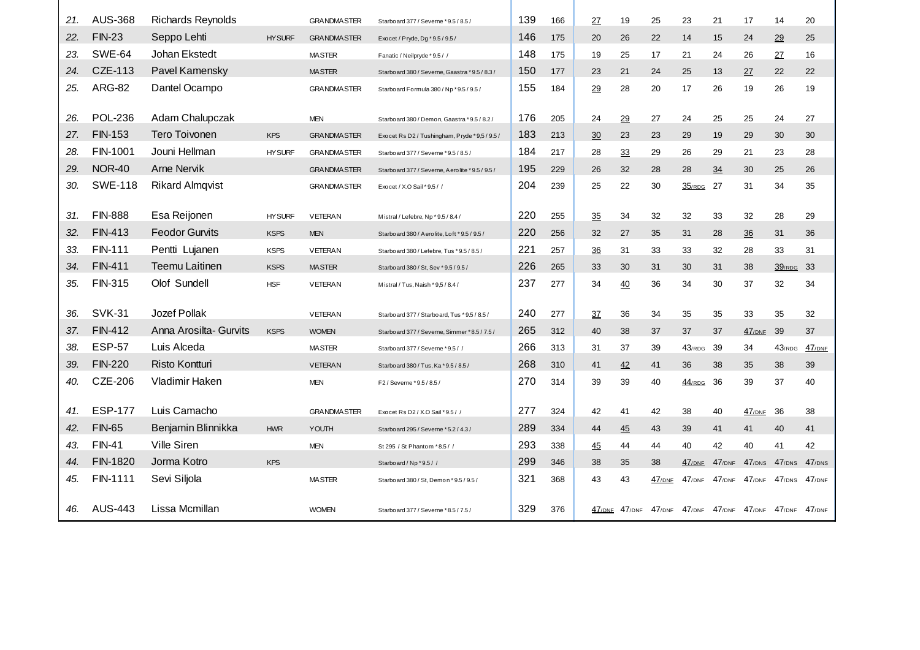| | | | | | | | | | | | | | | | | |
|---|---|---|---|---|---|---|---|---|---|---|---|---|---|---|---|---|
| 21. | AUS-368 | Richards Reynolds | | GRANDMASTER | Starboard 377 / Severne * 9.5 / 8.5 / | 139 | 166 | 27 | 19 | 25 | 23 | 21 | 17 | 14 | 20 |
| 22. | FIN-23 | Seppo Lehti | HYSURF | GRANDMASTER | Exocet / Pryde, Dg * 9.5 / 9.5 / | 146 | 175 | 20 | 26 | 22 | 14 | 15 | 24 | 29 | 25 |
| 23. | SWE-64 | Johan Ekstedt | | MASTER | Fanatic / Neilpryde * 9.5 / / | 148 | 175 | 19 | 25 | 17 | 21 | 24 | 26 | 27 | 16 |
| 24. | CZE-113 | Pavel Kamensky | | MASTER | Starboard 380 / Severne, Gaastra * 9.5 / 8.3 / | 150 | 177 | 23 | 21 | 24 | 25 | 13 | 27 | 22 | 22 |
| 25. | ARG-82 | Dantel Ocampo | | GRANDMASTER | Starboard Formula 380 / Np * 9.5 / 9.5 / | 155 | 184 | 29 | 28 | 20 | 17 | 26 | 19 | 26 | 19 |
| 26. | POL-236 | Adam Chalupczak | | MEN | Starboard 380 / Demon, Gaastra * 9.5 / 8.2 / | 176 | 205 | 24 | 29 | 27 | 24 | 25 | 25 | 24 | 27 |
| 27. | FIN-153 | Tero Toivonen | KPS | GRANDMASTER | Exocet Rs D2 / Tushingham, Pryde * 9,5 / 9.5 / | 183 | 213 | 30 | 23 | 23 | 29 | 19 | 29 | 30 | 30 |
| 28. | FIN-1001 | Jouni Hellman | HYSURF | GRANDMASTER | Starboard 377 / Severne * 9.5 / 8.5 / | 184 | 217 | 28 | 33 | 29 | 26 | 29 | 21 | 23 | 28 |
| 29. | NOR-40 | Arne Nervik | | GRANDMASTER | Starboard 377 / Severne, Aerolite * 9.5 / 9.5 / | 195 | 229 | 26 | 32 | 28 | 28 | 34 | 30 | 25 | 26 |
| 30. | SWE-118 | Rikard Almqvist | | GRANDMASTER | Exocet / X.O Sail * 9.5 / / | 204 | 239 | 25 | 22 | 30 | 35/RDG | 27 | 31 | 34 | 35 |
| 31. | FIN-888 | Esa Reijonen | HYSURF | VETERAN | Mistral / Lefebre, Np * 9.5 / 8.4 / | 220 | 255 | 35 | 34 | 32 | 32 | 33 | 32 | 28 | 29 |
| 32. | FIN-413 | Feodor Gurvits | KSPS | MEN | Starboard 380 / Aerolite, Loft * 9.5 / 9.5 / | 220 | 256 | 32 | 27 | 35 | 31 | 28 | 36 | 31 | 36 |
| 33. | FIN-111 | Pentti Lujanen | KSPS | VETERAN | Starboard 380 / Lefebre, Tus * 9.5 / 8.5 / | 221 | 257 | 36 | 31 | 33 | 33 | 32 | 28 | 33 | 31 |
| 34. | FIN-411 | Teemu Laitinen | KSPS | MASTER | Starboard 380 / St, Sev * 9.5 / 9.5 / | 226 | 265 | 33 | 30 | 31 | 30 | 31 | 38 | 39/RDG | 33 |
| 35. | FIN-315 | Olof Sundell | HSF | VETERAN | Mistral / Tus, Naish * 9,5 / 8.4 / | 237 | 277 | 34 | 40 | 36 | 34 | 30 | 37 | 32 | 34 |
| 36. | SVK-31 | Jozef Pollak | | VETERAN | Starboard 377 / Starboard, Tus * 9.5 / 8.5 / | 240 | 277 | 37 | 36 | 34 | 35 | 35 | 33 | 35 | 32 |
| 37. | FIN-412 | Anna Arosilta- Gurvits | KSPS | WOMEN | Starboard 377 / Severne, Simmer * 8.5 / 7.5 / | 265 | 312 | 40 | 38 | 37 | 37 | 37 | 47/DNF | 39 | 37 |
| 38. | ESP-57 | Luis Alceda | | MASTER | Starboard 377 / Severne * 9.5 / / | 266 | 313 | 31 | 37 | 39 | 43/RDG | 39 | 34 | 43/RDG | 47/DNF |
| 39. | FIN-220 | Risto Kontturi | | VETERAN | Starboard 380 / Tus, Ka * 9.5 / 8.5 / | 268 | 310 | 41 | 42 | 41 | 36 | 38 | 35 | 38 | 39 |
| 40. | CZE-206 | Vladimir Haken | | MEN | F2 / Severne * 9.5 / 8.5 / | 270 | 314 | 39 | 39 | 40 | 44/RDG | 36 | 39 | 37 | 40 |
| 41. | ESP-177 | Luis Camacho | | GRANDMASTER | Exocet Rs D2 / X.O Sail * 9.5 / / | 277 | 324 | 42 | 41 | 42 | 38 | 40 | 47/DNF | 36 | 38 |
| 42. | FIN-65 | Benjamin Blinnikka | HWR | YOUTH | Starboard 295 / Severne * 5.2 / 4.3 / | 289 | 334 | 44 | 45 | 43 | 39 | 41 | 41 | 40 | 41 |
| 43. | FIN-41 | Ville Siren | | MEN | St 295 / St Phantom * 8.5 / / | 293 | 338 | 45 | 44 | 44 | 40 | 42 | 40 | 41 | 42 |
| 44. | FIN-1820 | Jorma Kotro | KPS | | Starboard / Np * 9.5 / / | 299 | 346 | 38 | 35 | 38 | 47/DNF | 47/DNF | 47/DNS | 47/DNS | 47/DNS |
| 45. | FIN-1111 | Sevi Siljola | | MASTER | Starboard 380 / St, Demon * 9.5 / 9.5 / | 321 | 368 | 43 | 43 | 47/DNF | 47/DNF | 47/DNF | 47/DNF | 47/DNS | 47/DNF |
| 46. | AUS-443 | Lissa Mcmillan | | WOMEN | Starboard 377 / Severne * 8.5 / 7.5 / | 329 | 376 | 47/DNF | 47/DNF | 47/DNF | 47/DNF | 47/DNF | 47/DNF | 47/DNF | 47/DNF |